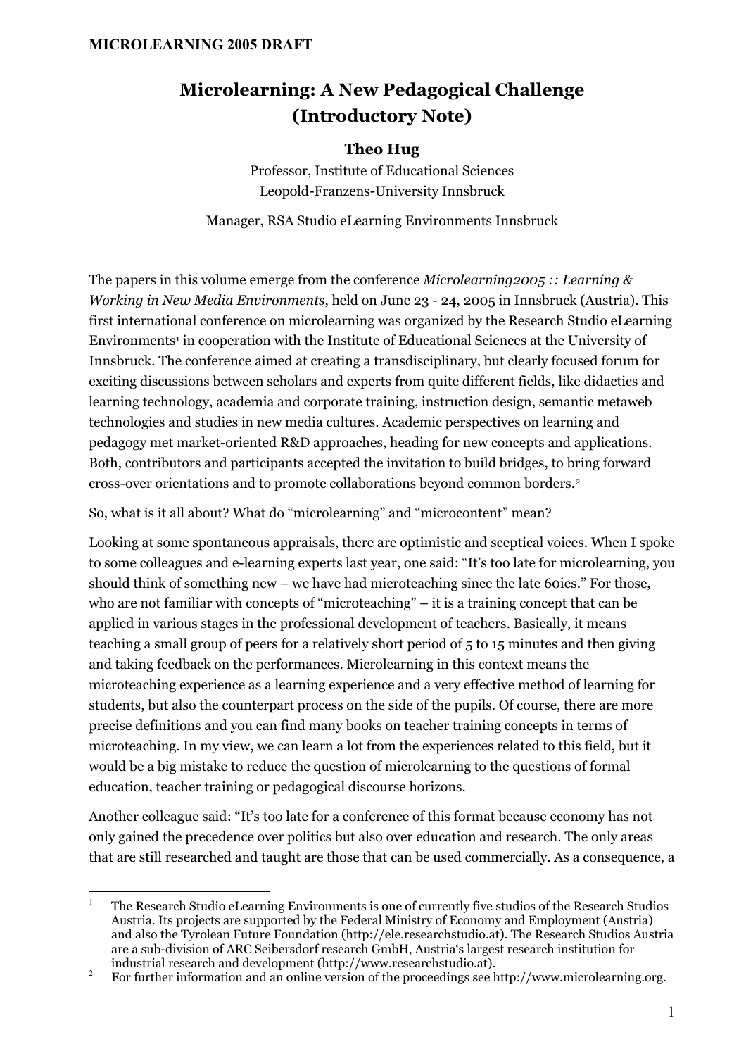# Microlearning: A New Pedagogical Challenge (Introductory Note)

**Theo Hug**

Professor, Institute of Educational Sciences
Leopold-Franzens-University Innsbruck

Manager, RSA Studio eLearning Environments Innsbruck

The papers in this volume emerge from the conference *Microlearning2005 :: Learning & Working in New Media Environments*, held on June 23 - 24, 2005 in Innsbruck (Austria). This first international conference on microlearning was organized by the Research Studio eLearning Environments[1] in cooperation with the Institute of Educational Sciences at the University of Innsbruck. The conference aimed at creating a transdisciplinary, but clearly focused forum for exciting discussions between scholars and experts from quite different fields, like didactics and learning technology, academia and corporate training, instruction design, semantic metaweb technologies and studies in new media cultures. Academic perspectives on learning and pedagogy met market-oriented R&D approaches, heading for new concepts and applications. Both, contributors and participants accepted the invitation to build bridges, to bring forward cross-over orientations and to promote collaborations beyond common borders.[2]

So, what is it all about? What do "microlearning" and "microcontent" mean?

Looking at some spontaneous appraisals, there are optimistic and sceptical voices. When I spoke to some colleagues and e-learning experts last year, one said: "It's too late for microlearning, you should think of something new – we have had microteaching since the late 60ies." For those, who are not familiar with concepts of "microteaching" – it is a training concept that can be applied in various stages in the professional development of teachers. Basically, it means teaching a small group of peers for a relatively short period of 5 to 15 minutes and then giving and taking feedback on the performances. Microlearning in this context means the microteaching experience as a learning experience and a very effective method of learning for students, but also the counterpart process on the side of the pupils. Of course, there are more precise definitions and you can find many books on teacher training concepts in terms of microteaching. In my view, we can learn a lot from the experiences related to this field, but it would be a big mistake to reduce the question of microlearning to the questions of formal education, teacher training or pedagogical discourse horizons.

Another colleague said: "It's too late for a conference of this format because economy has not only gained the precedence over politics but also over education and research. The only areas that are still researched and taught are those that can be used commercially. As a consequence, a

---

[1] The Research Studio eLearning Environments is one of currently five studios of the Research Studios Austria. Its projects are supported by the Federal Ministry of Economy and Employment (Austria) and also the Tyrolean Future Foundation (http://ele.researchstudio.at). The Research Studios Austria are a sub-division of ARC Seibersdorf research GmbH, Austria's largest research institution for industrial research and development (http://www.researchstudio.at).

[2] For further information and an online version of the proceedings see http://www.microlearning.org.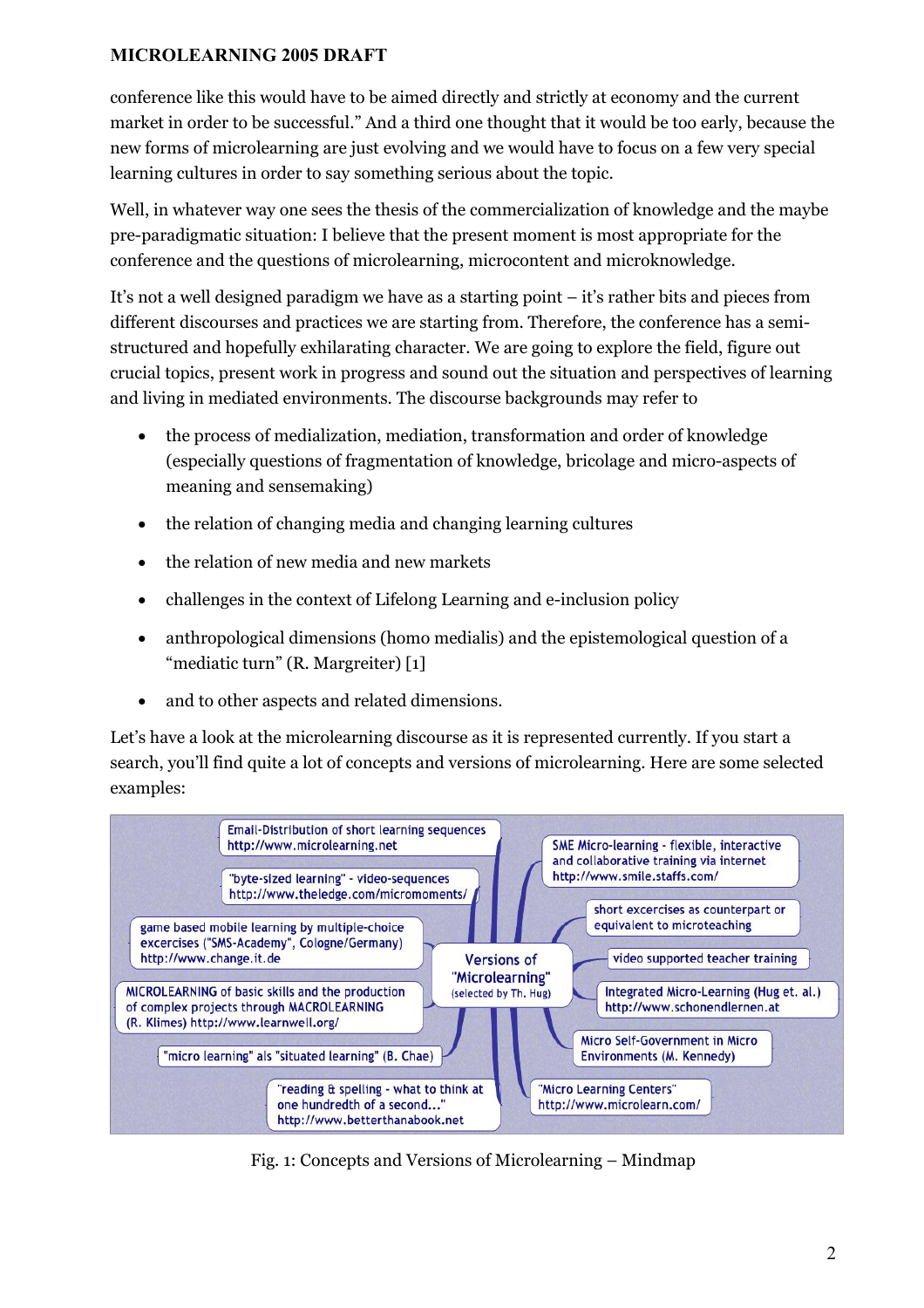conference like this would have to be aimed directly and strictly at economy and the current market in order to be successful." And a third one thought that it would be too early, because the new forms of microlearning are just evolving and we would have to focus on a few very special learning cultures in order to say something serious about the topic.

Well, in whatever way one sees the thesis of the commercialization of knowledge and the maybe pre-paradigmatic situation: I believe that the present moment is most appropriate for the conference and the questions of microlearning, microcontent and microknowledge.

It's not a well designed paradigm we have as a starting point – it's rather bits and pieces from different discourses and practices we are starting from. Therefore, the conference has a semi-structured and hopefully exhilarating character. We are going to explore the field, figure out crucial topics, present work in progress and sound out the situation and perspectives of learning and living in mediated environments. The discourse backgrounds may refer to

- the process of medialization, mediation, transformation and order of knowledge (especially questions of fragmentation of knowledge, bricolage and micro-aspects of meaning and sensemaking)
- the relation of changing media and changing learning cultures
- the relation of new media and new markets
- challenges in the context of Lifelong Learning and e-inclusion policy
- anthropological dimensions (homo medialis) and the epistemological question of a "mediatic turn" (R. Margreiter) [1]
- and to other aspects and related dimensions.

Let's have a look at the microlearning discourse as it is represented currently. If you start a search, you'll find quite a lot of concepts and versions of microlearning. Here are some selected examples:

Versions of "Microlearning" (selected by Th. Hug)

Email-Distribution of short learning sequences http://www.microlearning.net

"byte-sized learning" - video-sequences http://www.theledge.com/micromoments/

game based mobile learning by multiple-choice excercises ("SMS-Academy", Cologne/Germany) http://www.change.it.de

MICROLEARNING of basic skills and the production of complex projects through MACROLEARNING (R. Klimes) http://www.learnwell.org/

"micro learning" als "situated learning" (B. Chae)

"reading & spelling - what to think at one hundredth of a second..." http://www.betterthanabook.net

SME Micro-learning - flexible, interactive and collaborative training via internet http://www.smile.staffs.com/

short excercises as counterpart or equivalent to microteaching

video supported teacher training

Integrated Micro-Learning (Hug et. al.) http://www.schonendlernen.at

Micro Self-Government in Micro Environments (M. Kennedy)

"Micro Learning Centers" http://www.microlearn.com/

Fig. 1: Concepts and Versions of Microlearning – Mindmap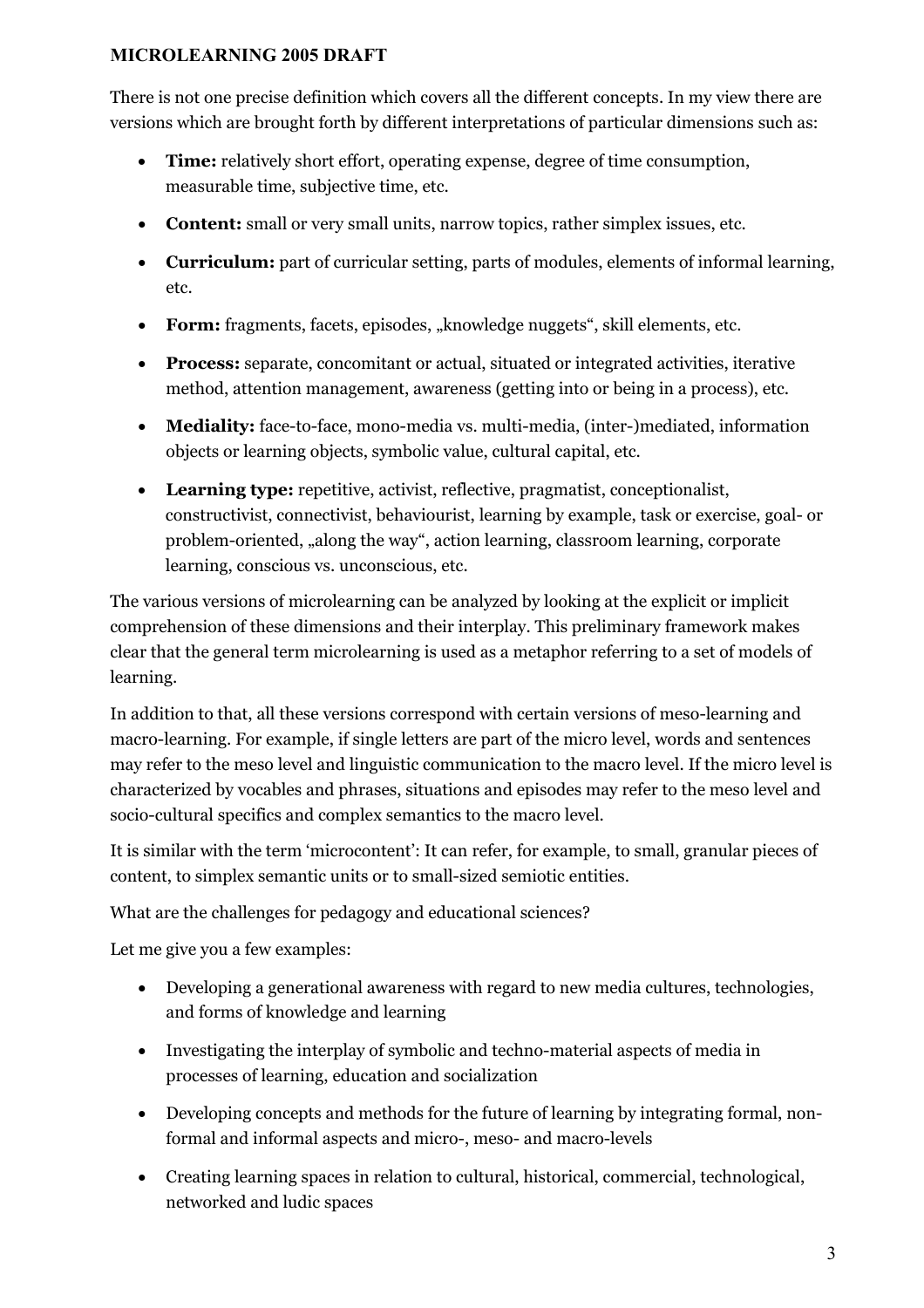**MICROLEARNING 2005 DRAFT**

There is not one precise definition which covers all the different concepts. In my view there are versions which are brought forth by different interpretations of particular dimensions such as:

- **Time:** relatively short effort, operating expense, degree of time consumption, measurable time, subjective time, etc.
- **Content:** small or very small units, narrow topics, rather simplex issues, etc.
- **Curriculum:** part of curricular setting, parts of modules, elements of informal learning, etc.
- **Form:** fragments, facets, episodes, „knowledge nuggets“, skill elements, etc.
- **Process:** separate, concomitant or actual, situated or integrated activities, iterative method, attention management, awareness (getting into or being in a process), etc.
- **Mediality:** face-to-face, mono-media vs. multi-media, (inter-)mediated, information objects or learning objects, symbolic value, cultural capital, etc.
- **Learning type:** repetitive, activist, reflective, pragmatist, conceptionalist, constructivist, connectivist, behaviourist, learning by example, task or exercise, goal- or problem-oriented, „along the way“, action learning, classroom learning, corporate learning, conscious vs. unconscious, etc.

The various versions of microlearning can be analyzed by looking at the explicit or implicit comprehension of these dimensions and their interplay. This preliminary framework makes clear that the general term microlearning is used as a metaphor referring to a set of models of learning.

In addition to that, all these versions correspond with certain versions of meso-learning and macro-learning. For example, if single letters are part of the micro level, words and sentences may refer to the meso level and linguistic communication to the macro level. If the micro level is characterized by vocables and phrases, situations and episodes may refer to the meso level and socio-cultural specifics and complex semantics to the macro level.

It is similar with the term 'microcontent': It can refer, for example, to small, granular pieces of content, to simplex semantic units or to small-sized semiotic entities.

What are the challenges for pedagogy and educational sciences?

Let me give you a few examples:

- Developing a generational awareness with regard to new media cultures, technologies, and forms of knowledge and learning
- Investigating the interplay of symbolic and techno-material aspects of media in processes of learning, education and socialization
- Developing concepts and methods for the future of learning by integrating formal, non-formal and informal aspects and micro-, meso- and macro-levels
- Creating learning spaces in relation to cultural, historical, commercial, technological, networked and ludic spaces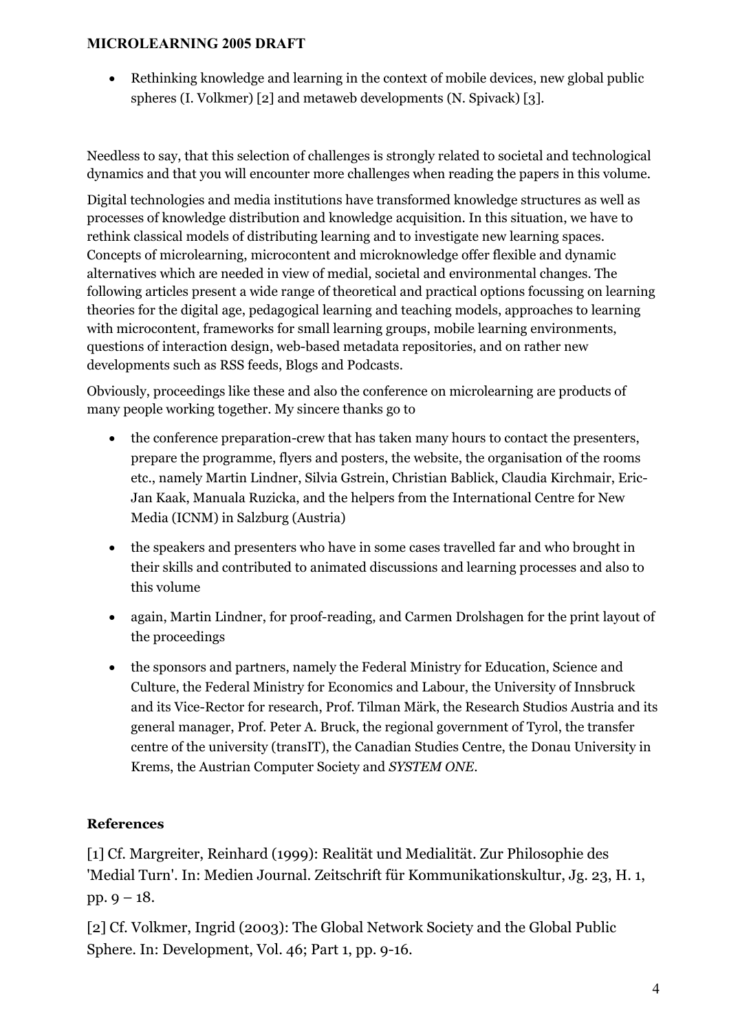- Rethinking knowledge and learning in the context of mobile devices, new global public spheres (I. Volkmer) [2] and metaweb developments (N. Spivack) [3].

Needless to say, that this selection of challenges is strongly related to societal and technological dynamics and that you will encounter more challenges when reading the papers in this volume.

Digital technologies and media institutions have transformed knowledge structures as well as processes of knowledge distribution and knowledge acquisition. In this situation, we have to rethink classical models of distributing learning and to investigate new learning spaces. Concepts of microlearning, microcontent and microknowledge offer flexible and dynamic alternatives which are needed in view of medial, societal and environmental changes. The following articles present a wide range of theoretical and practical options focussing on learning theories for the digital age, pedagogical learning and teaching models, approaches to learning with microcontent, frameworks for small learning groups, mobile learning environments, questions of interaction design, web-based metadata repositories, and on rather new developments such as RSS feeds, Blogs and Podcasts.

Obviously, proceedings like these and also the conference on microlearning are products of many people working together. My sincere thanks go to

- the conference preparation-crew that has taken many hours to contact the presenters, prepare the programme, flyers and posters, the website, the organisation of the rooms etc., namely Martin Lindner, Silvia Gstrein, Christian Bablick, Claudia Kirchmair, Eric-Jan Kaak, Manuala Ruzicka, and the helpers from the International Centre for New Media (ICNM) in Salzburg (Austria)
- the speakers and presenters who have in some cases travelled far and who brought in their skills and contributed to animated discussions and learning processes and also to this volume
- again, Martin Lindner, for proof-reading, and Carmen Drolshagen for the print layout of the proceedings
- the sponsors and partners, namely the Federal Ministry for Education, Science and Culture, the Federal Ministry for Economics and Labour, the University of Innsbruck and its Vice-Rector for research, Prof. Tilman Märk, the Research Studios Austria and its general manager, Prof. Peter A. Bruck, the regional government of Tyrol, the transfer centre of the university (transIT), the Canadian Studies Centre, the Donau University in Krems, the Austrian Computer Society and *SYSTEM ONE*.

**References**

[1] Cf. Margreiter, Reinhard (1999): Realität und Medialität. Zur Philosophie des 'Medial Turn'. In: Medien Journal. Zeitschrift für Kommunikationskultur, Jg. 23, H. 1, pp. 9 – 18.

[2] Cf. Volkmer, Ingrid (2003): The Global Network Society and the Global Public Sphere. In: Development, Vol. 46; Part 1, pp. 9-16.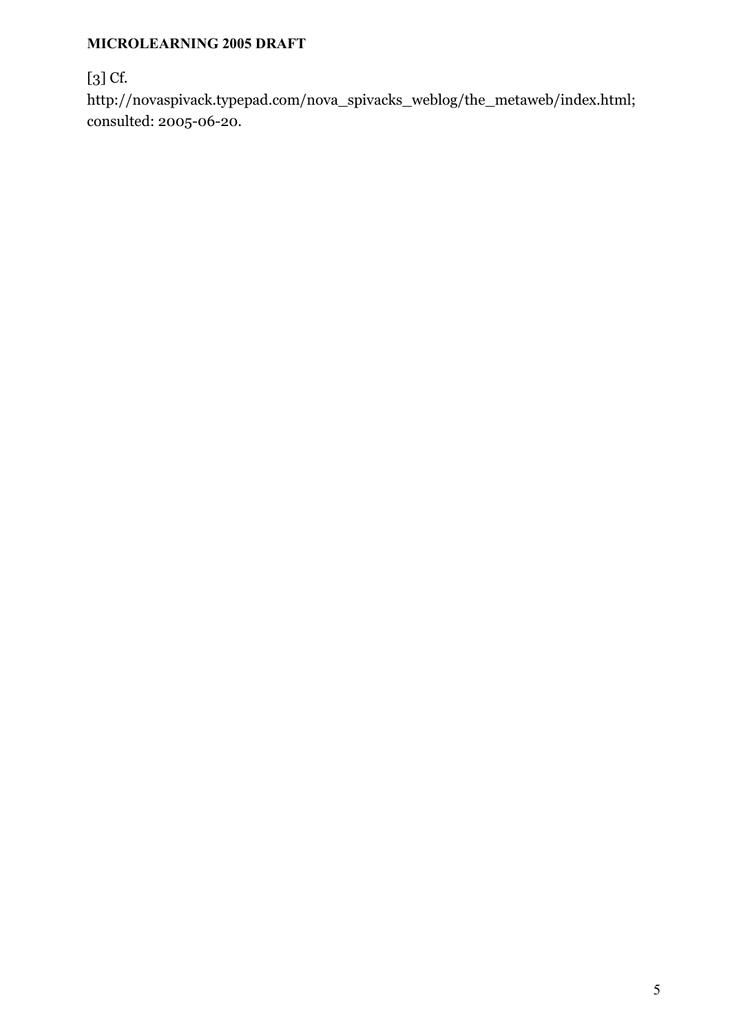[3] Cf. http://novaspivack.typepad.com/nova_spivacks_weblog/the_metaweb/index.html; consulted: 2005-06-20.